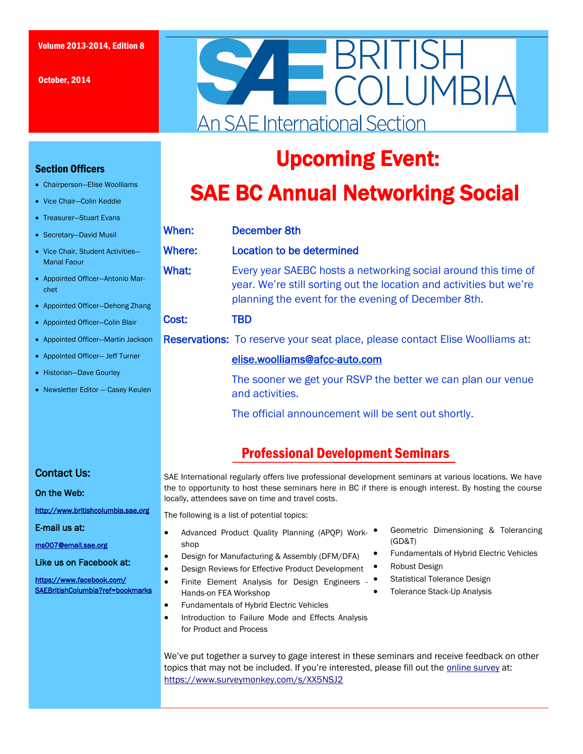Volume 2013-2014, Edition 8

October, 2014

# SAE BRITISH COLUMBIA

An SAE International Section

## Upcoming Event:

## SAE BC Annual Networking Social

**When:** December 8th

**Where:** Location to be determined

**What:** Every year SAEBC hosts a networking social around this time of year. We're still sorting out the location and activities but we're planning the event for the evening of December 8th.

**Cost:** TBD

**Reservations:** To reserve your seat place, please contact Elise Woolliams at:

elise.woolliams@afcc-auto.com

The sooner we get your RSVP the better we can plan our venue and activities.

The official announcement will be sent out shortly.

## Professional Development Seminars

SAE International regularly offers live professional development seminars at various locations. We have the to opportunity to host these seminars here in BC if there is enough interest. By hosting the course locally, attendees save on time and travel costs.

The following is a list of potential topics:

- Advanced Product Quality Planning (APQP) Workshop
- Design for Manufacturing & Assembly (DFM/DFA)
- Design Reviews for Effective Product Development
- Finite Element Analysis for Design Engineers - Hands-on FEA Workshop
- Fundamentals of Hybrid Electric Vehicles
- Introduction to Failure Mode and Effects Analysis for Product and Process
- Geometric Dimensioning & Tolerancing (GD&T)
- Fundamentals of Hybrid Electric Vehicles
- Robust Design
- Statistical Tolerance Design
- Tolerance Stack-Up Analysis

We've put together a survey to gage interest in these seminars and receive feedback on other topics that may not be included. If you're interested, please fill out the online survey at: https://www.surveymonkey.com/s/XX5NSJ2

### Section Officers

- Chairperson—Elise Woolliams
- Vice Chair—Colin Keddie
- Treasurer—Stuart Evans
- Secretary—David Musil
- Vice Chair, Student Activities—Manal Faour
- Appointed Officer—Antonio Marchet
- Appointed Officer—Dehong Zhang
- Appointed Officer—Colin Blair
- Appointed Officer—Martin Jackson
- Appointed Officer— Jeff Turner
- Historian—Dave Gourley
- Newsletter Editor — Casey Keulen

### Contact Us:

**On the Web:**

http://www.britishcolumbia.sae.org

**E-mail us at:**

ms007@email.sae.org

**Like us on Facebook at:**

https://www.facebook.com/SAEBritishColumbia?ref=bookmarks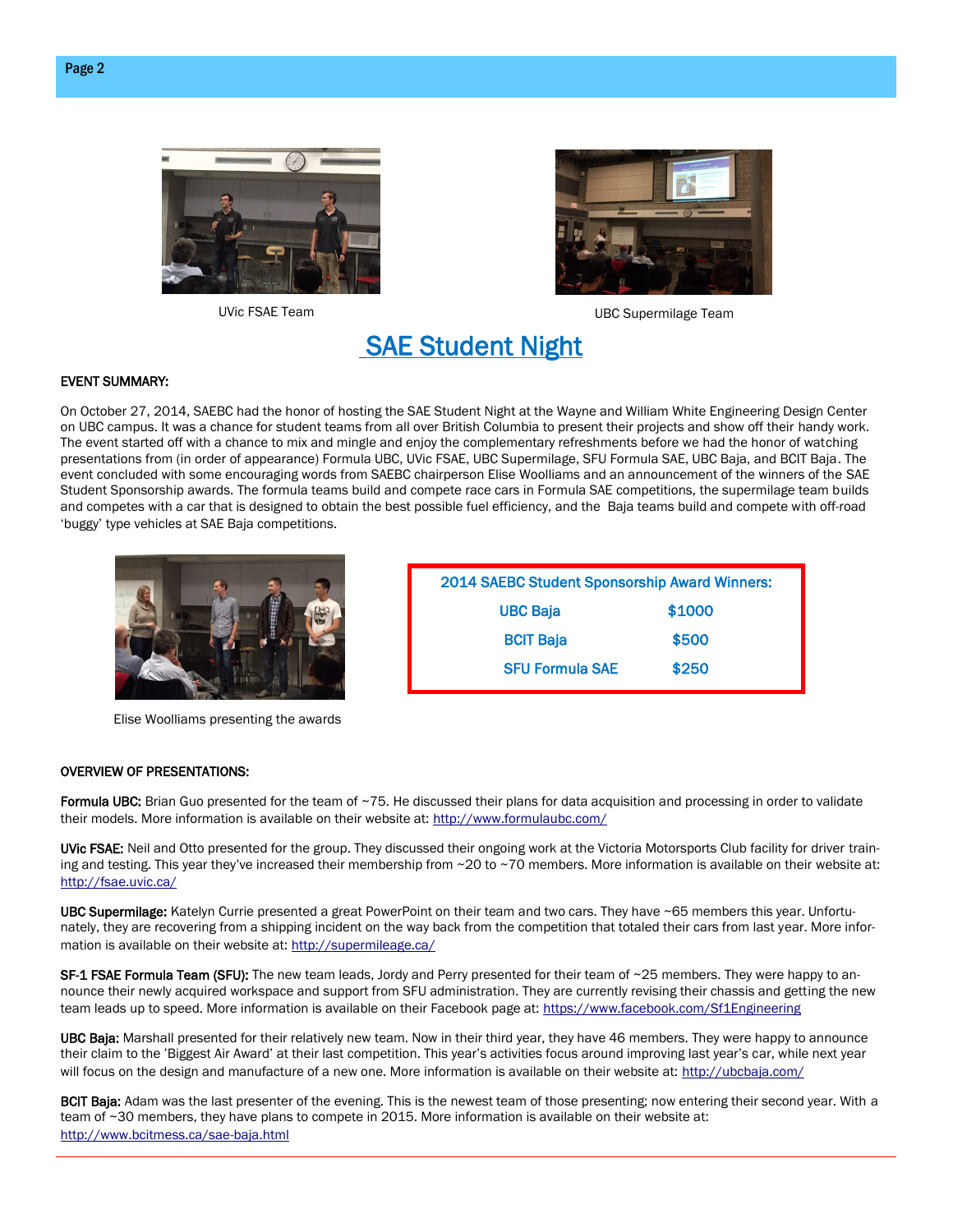UVic FSAE Team

UBC Supermilage Team

# SAE Student Night

**EVENT SUMMARY:**

On October 27, 2014, SAEBC had the honor of hosting the SAE Student Night at the Wayne and William White Engineering Design Center on UBC campus. It was a chance for student teams from all over British Columbia to present their projects and show off their handy work. The event started off with a chance to mix and mingle and enjoy the complementary refreshments before we had the honor of watching presentations from (in order of appearance) Formula UBC, UVic FSAE, UBC Supermilage, SFU Formula SAE, UBC Baja, and BCIT Baja. The event concluded with some encouraging words from SAEBC chairperson Elise Woolliams and an announcement of the winners of the SAE Student Sponsorship awards. The formula teams build and compete race cars in Formula SAE competitions, the supermilage team builds and competes with a car that is designed to obtain the best possible fuel efficiency, and the Baja teams build and compete with off-road 'buggy' type vehicles at SAE Baja competitions.

Elise Woolliams presenting the awards

| 2014 SAEBC Student Sponsorship Award Winners: | |
|---|---|
| UBC Baja | $1000 |
| BCIT Baja | $500 |
| SFU Formula SAE | $250 |

**OVERVIEW OF PRESENTATIONS:**

**Formula UBC:** Brian Guo presented for the team of ~75. He discussed their plans for data acquisition and processing in order to validate their models. More information is available on their website at: http://www.formulaubc.com/

**UVic FSAE:** Neil and Otto presented for the group. They discussed their ongoing work at the Victoria Motorsports Club facility for driver training and testing. This year they've increased their membership from ~20 to ~70 members. More information is available on their website at: http://fsae.uvic.ca/

**UBC Supermilage:** Katelyn Currie presented a great PowerPoint on their team and two cars. They have ~65 members this year. Unfortunately, they are recovering from a shipping incident on the way back from the competition that totaled their cars from last year. More information is available on their website at: http://supermileage.ca/

**SF-1 FSAE Formula Team (SFU):** The new team leads, Jordy and Perry presented for their team of ~25 members. They were happy to announce their newly acquired workspace and support from SFU administration. They are currently revising their chassis and getting the new team leads up to speed. More information is available on their Facebook page at: https://www.facebook.com/Sf1Engineering

**UBC Baja:** Marshall presented for their relatively new team. Now in their third year, they have 46 members. They were happy to announce their claim to the 'Biggest Air Award' at their last competition. This year's activities focus around improving last year's car, while next year will focus on the design and manufacture of a new one. More information is available on their website at: http://ubcbaja.com/

**BCIT Baja:** Adam was the last presenter of the evening. This is the newest team of those presenting; now entering their second year. With a team of ~30 members, they have plans to compete in 2015. More information is available on their website at: http://www.bcitmess.ca/sae-baja.html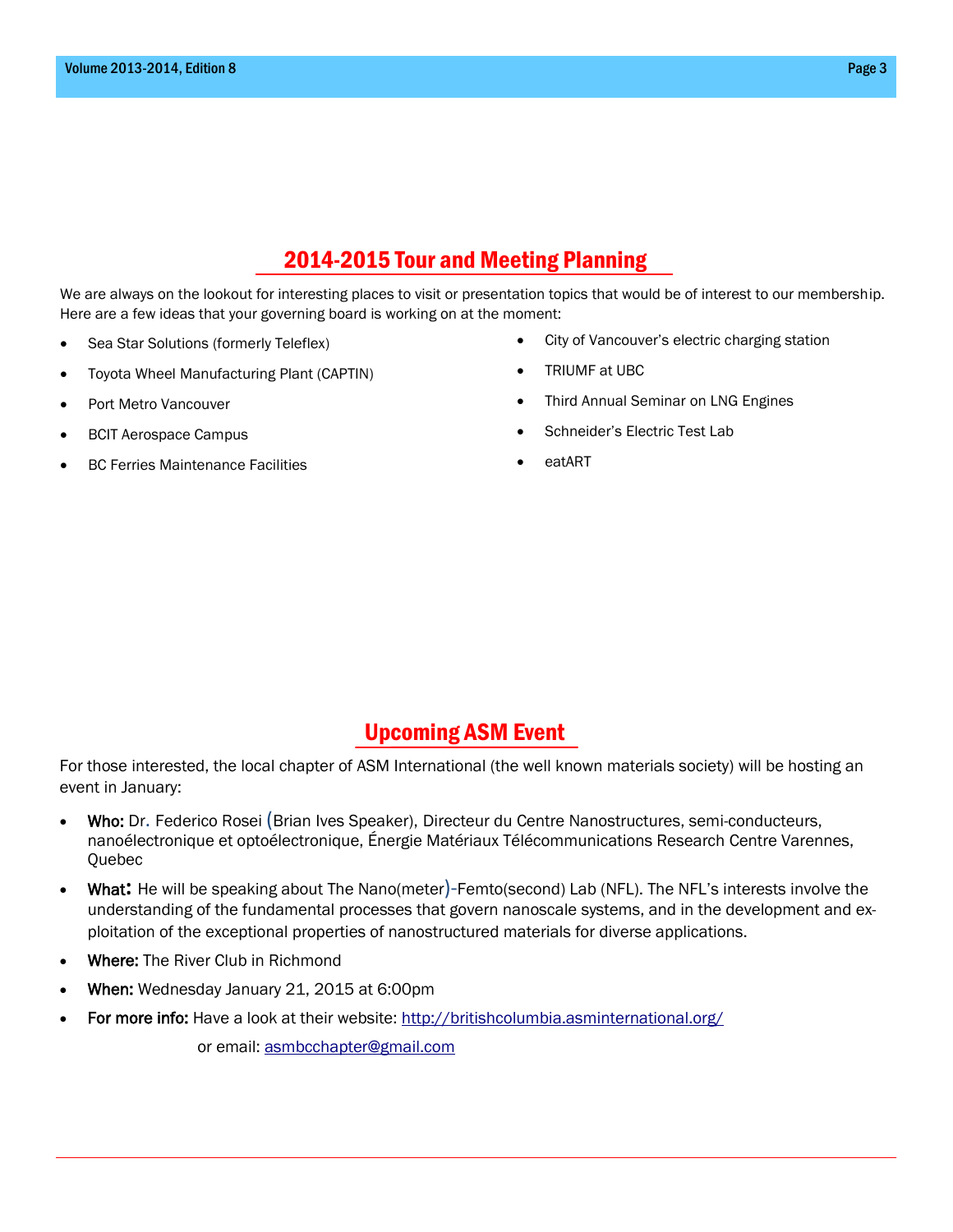## 2014-2015 Tour and Meeting Planning

We are always on the lookout for interesting places to visit or presentation topics that would be of interest to our membership. Here are a few ideas that your governing board is working on at the moment:

- Sea Star Solutions (formerly Teleflex)
- Toyota Wheel Manufacturing Plant (CAPTIN)
- Port Metro Vancouver
- BCIT Aerospace Campus
- BC Ferries Maintenance Facilities
- City of Vancouver's electric charging station
- TRIUMF at UBC
- Third Annual Seminar on LNG Engines
- Schneider's Electric Test Lab
- eatART

## Upcoming ASM Event

For those interested, the local chapter of ASM International (the well known materials society) will be hosting an event in January:

- **Who:** Dr. Federico Rosei (Brian Ives Speaker), Directeur du Centre Nanostructures, semi-conducteurs, nanoélectronique et optoélectronique, Énergie Matériaux Télécommunications Research Centre Varennes, Quebec
- **What:** He will be speaking about The Nano(meter)-Femto(second) Lab (NFL). The NFL's interests involve the understanding of the fundamental processes that govern nanoscale systems, and in the development and exploitation of the exceptional properties of nanostructured materials for diverse applications.
- **Where:** The River Club in Richmond
- **When:** Wednesday January 21, 2015 at 6:00pm
- **For more info:** Have a look at their website: http://britishcolumbia.asminternational.org/

  or email: asmbcchapter@gmail.com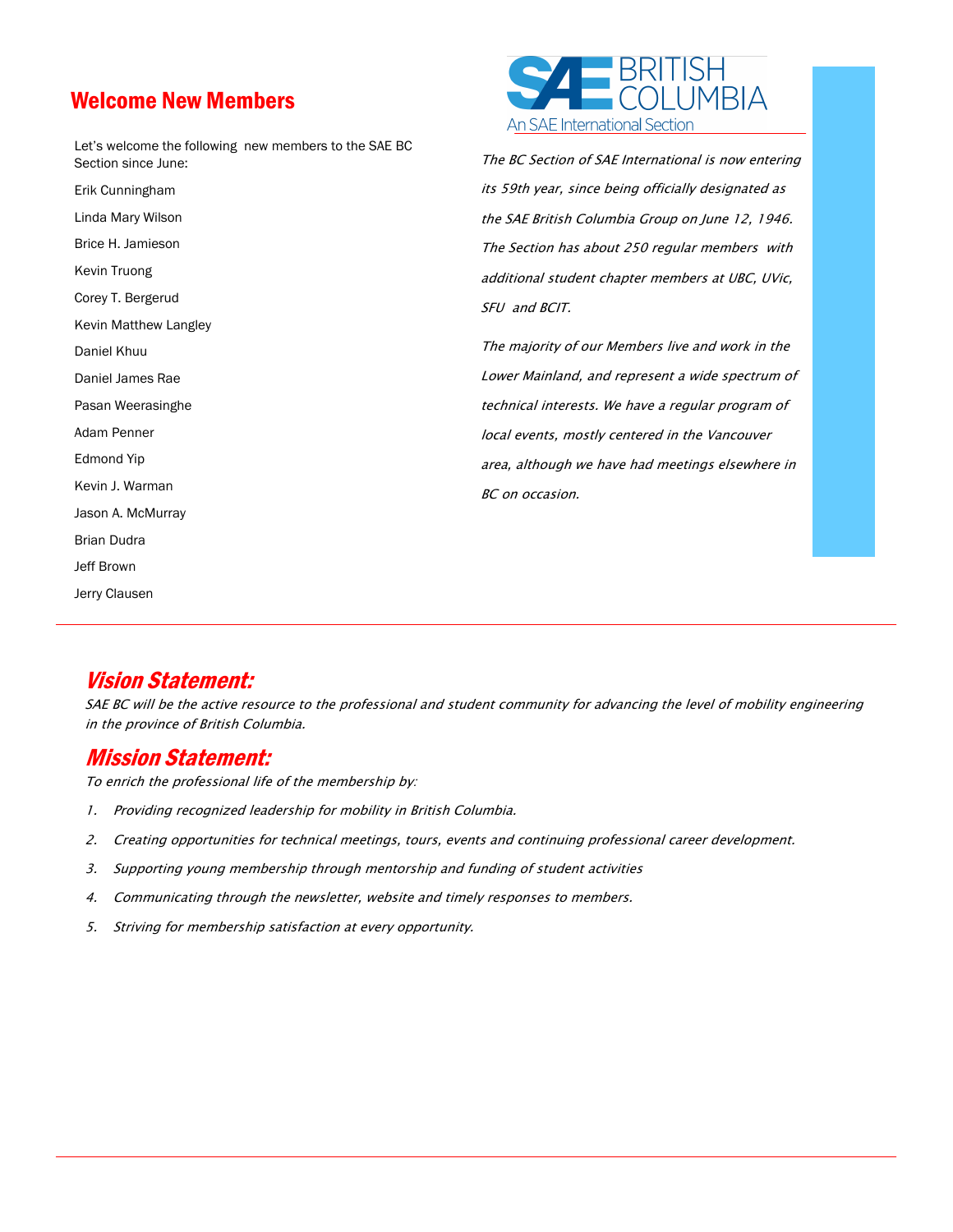## Welcome New Members

Let's welcome the following new members to the SAE BC Section since June:

Erik Cunningham

Linda Mary Wilson

Brice H. Jamieson

Kevin Truong

Corey T. Bergerud

Kevin Matthew Langley

Daniel Khuu

Daniel James Rae

Pasan Weerasinghe

Adam Penner

Edmond Yip

Kevin J. Warman

Jason A. McMurray

Brian Dudra

Jeff Brown

Jerry Clausen

SAE BRITISH COLUMBIA
An SAE International Section

*The BC Section of SAE International is now entering its 59th year, since being officially designated as the SAE British Columbia Group on June 12, 1946. The Section has about 250 regular members with additional student chapter members at UBC, UVic, SFU and BCIT.*

*The majority of our Members live and work in the Lower Mainland, and represent a wide spectrum of technical interests. We have a regular program of local events, mostly centered in the Vancouver area, although we have had meetings elsewhere in BC on occasion.*

## *Vision Statement:*

*SAE BC will be the active resource to the professional and student community for advancing the level of mobility engineering in the province of British Columbia.*

## *Mission Statement:*

*To enrich the professional life of the membership by:*

1. *Providing recognized leadership for mobility in British Columbia.*
2. *Creating opportunities for technical meetings, tours, events and continuing professional career development.*
3. *Supporting young membership through mentorship and funding of student activities*
4. *Communicating through the newsletter, website and timely responses to members.*
5. *Striving for membership satisfaction at every opportunity.*